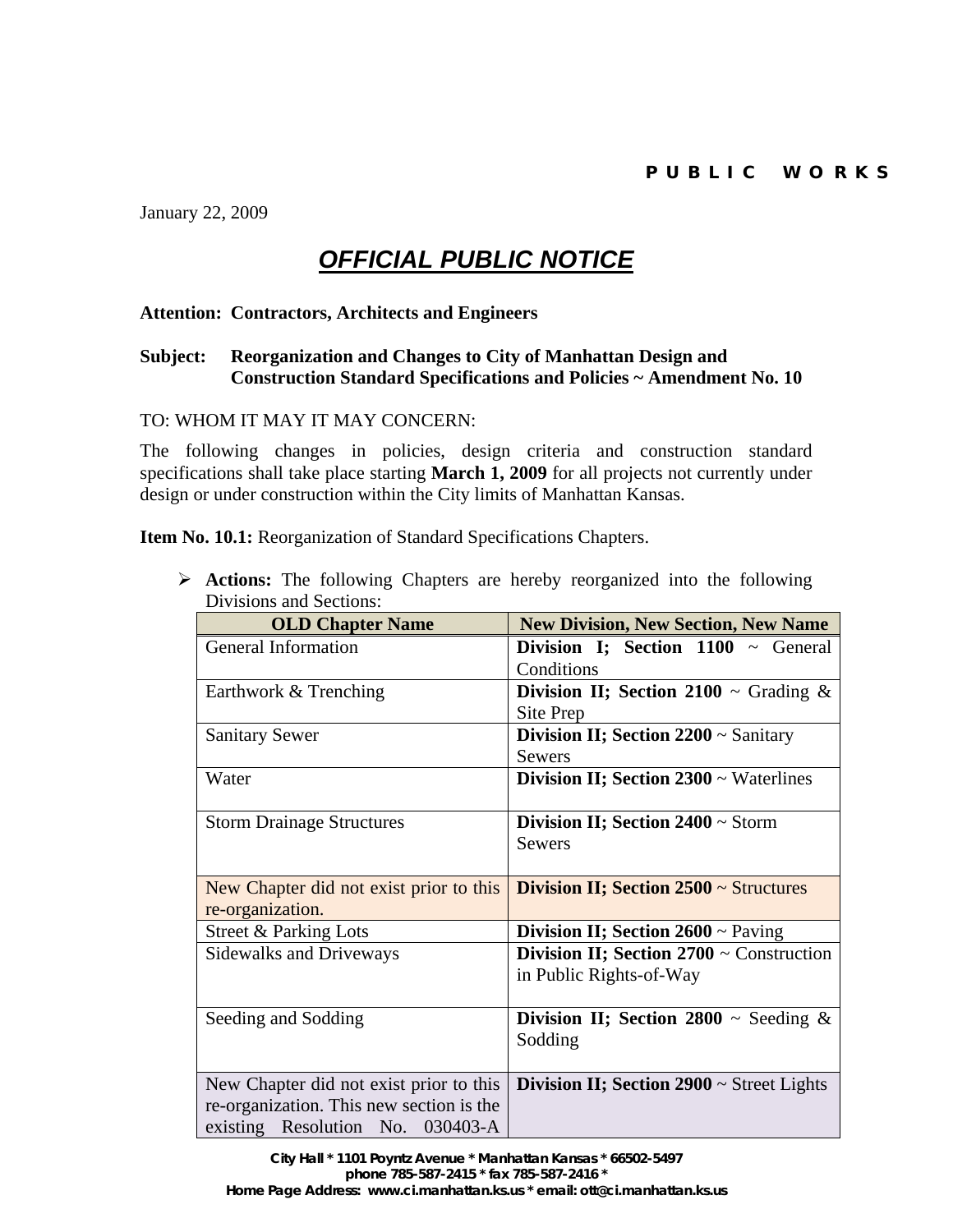PUBLIC WORKS

January 22, 2009

# *OFFICIAL PUBLIC NOTICE*

**Attention: Contractors, Architects and Engineers**

**Subject: Reorganization and Changes to City of Manhattan Design and Construction Standard Specifications and Policies ~ Amendment No. 10**

TO: WHOM IT MAY IT MAY CONCERN:

The following changes in policies, design criteria and construction standard specifications shall take place starting **March 1, 2009** for all projects not currently under design or under construction within the City limits of Manhattan Kansas.

**Item No. 10.1:** Reorganization of Standard Specifications Chapters.

- **Actions:** The following Chapters are hereby reorganized into the following Divisions and Sections:

| OLD Chapter Name | New Division, New Section, New Name |
|---|---|
| General Information | **Division I; Section 1100** ~ General Conditions |
| Earthwork & Trenching | **Division II; Section 2100** ~ Grading & Site Prep |
| Sanitary Sewer | **Division II; Section 2200** ~ Sanitary Sewers |
| Water | **Division II; Section 2300** ~ Waterlines |
| Storm Drainage Structures | **Division II; Section 2400** ~ Storm Sewers |
| New Chapter did not exist prior to this re-organization. | **Division II; Section 2500** ~ Structures |
| Street & Parking Lots | **Division II; Section 2600** ~ Paving |
| Sidewalks and Driveways | **Division II; Section 2700** ~ Construction in Public Rights-of-Way |
| Seeding and Sodding | **Division II; Section 2800** ~ Seeding & Sodding |
| New Chapter did not exist prior to this re-organization. This new section is the existing Resolution No. 030403-A | **Division II; Section 2900** ~ Street Lights |

City Hall * 1101 Poyntz Avenue * Manhattan Kansas * 66502-5497
phone 785-587-2415 * fax 785-587-2416 *
Home Page Address: www.ci.manhattan.ks.us * email: ott@ci.manhattan.ks.us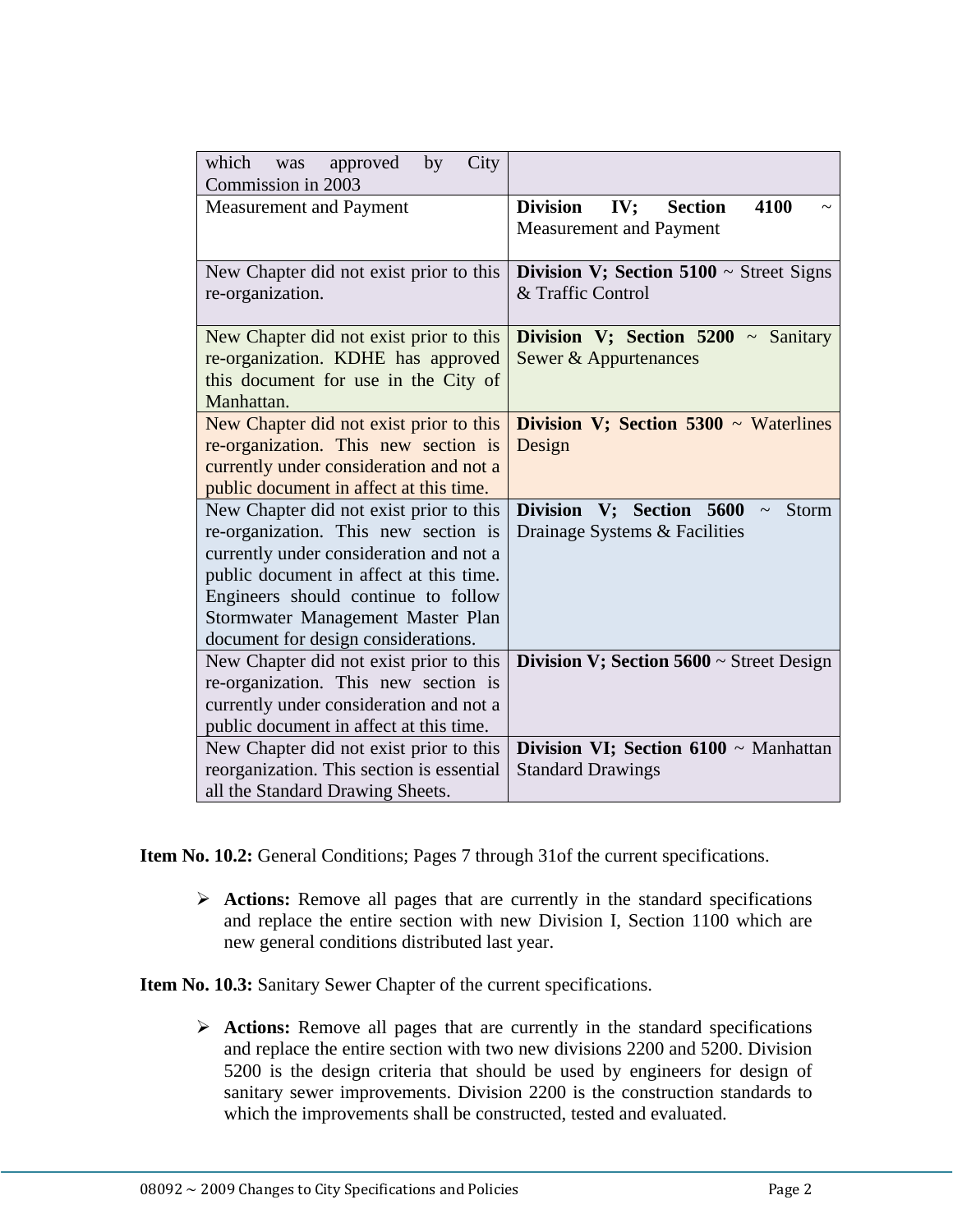| | |
|---|---|
| which was approved by City Commission in 2003 | |
| Measurement and Payment | **Division IV; Section 4100** ~ Measurement and Payment |
| New Chapter did not exist prior to this re-organization. | **Division V; Section 5100** ~ Street Signs & Traffic Control |
| New Chapter did not exist prior to this re-organization. KDHE has approved this document for use in the City of Manhattan. | **Division V; Section 5200** ~ Sanitary Sewer & Appurtenances |
| New Chapter did not exist prior to this re-organization. This new section is currently under consideration and not a public document in affect at this time. | **Division V; Section 5300** ~ Waterlines Design |
| New Chapter did not exist prior to this re-organization. This new section is currently under consideration and not a public document in affect at this time. Engineers should continue to follow Stormwater Management Master Plan document for design considerations. | **Division V; Section 5600** ~ Storm Drainage Systems & Facilities |
| New Chapter did not exist prior to this re-organization. This new section is currently under consideration and not a public document in affect at this time. | **Division V; Section 5600** ~ Street Design |
| New Chapter did not exist prior to this reorganization. This section is essential all the Standard Drawing Sheets. | **Division VI; Section 6100** ~ Manhattan Standard Drawings |

**Item No. 10.2:** General Conditions; Pages 7 through 31of the current specifications.

- **Actions:** Remove all pages that are currently in the standard specifications and replace the entire section with new Division I, Section 1100 which are new general conditions distributed last year.

**Item No. 10.3:** Sanitary Sewer Chapter of the current specifications.

- **Actions:** Remove all pages that are currently in the standard specifications and replace the entire section with two new divisions 2200 and 5200. Division 5200 is the design criteria that should be used by engineers for design of sanitary sewer improvements. Division 2200 is the construction standards to which the improvements shall be constructed, tested and evaluated.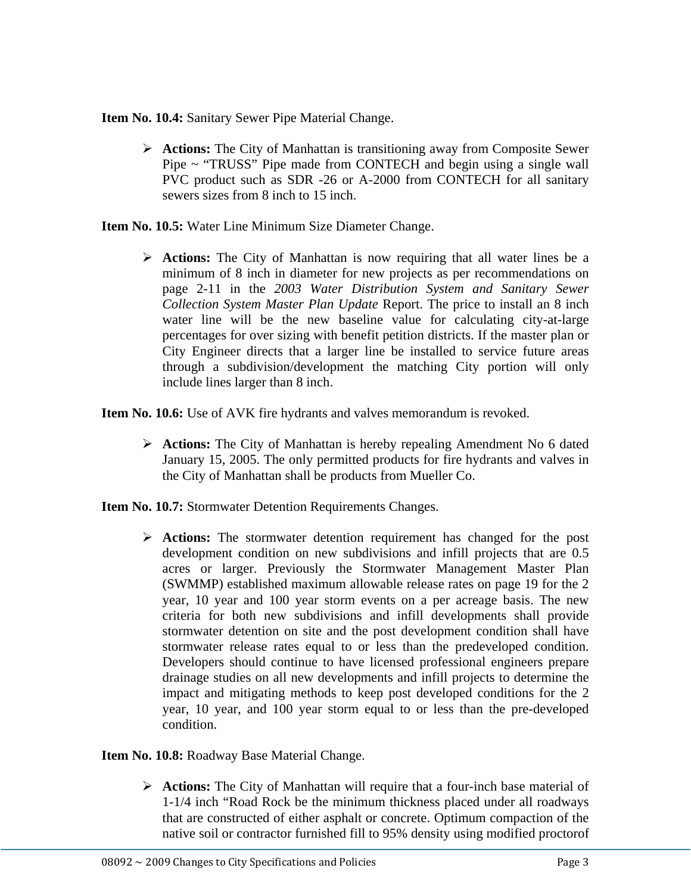**Item No. 10.4:** Sanitary Sewer Pipe Material Change.

- **Actions:** The City of Manhattan is transitioning away from Composite Sewer Pipe ~ "TRUSS" Pipe made from CONTECH and begin using a single wall PVC product such as SDR -26 or A-2000 from CONTECH for all sanitary sewers sizes from 8 inch to 15 inch.

**Item No. 10.5:** Water Line Minimum Size Diameter Change.

- **Actions:** The City of Manhattan is now requiring that all water lines be a minimum of 8 inch in diameter for new projects as per recommendations on page 2-11 in the *2003 Water Distribution System and Sanitary Sewer Collection System Master Plan Update* Report. The price to install an 8 inch water line will be the new baseline value for calculating city-at-large percentages for over sizing with benefit petition districts. If the master plan or City Engineer directs that a larger line be installed to service future areas through a subdivision/development the matching City portion will only include lines larger than 8 inch.

**Item No. 10.6:** Use of AVK fire hydrants and valves memorandum is revoked.

- **Actions:** The City of Manhattan is hereby repealing Amendment No 6 dated January 15, 2005. The only permitted products for fire hydrants and valves in the City of Manhattan shall be products from Mueller Co.

**Item No. 10.7:** Stormwater Detention Requirements Changes.

- **Actions:** The stormwater detention requirement has changed for the post development condition on new subdivisions and infill projects that are 0.5 acres or larger. Previously the Stormwater Management Master Plan (SWMMP) established maximum allowable release rates on page 19 for the 2 year, 10 year and 100 year storm events on a per acreage basis. The new criteria for both new subdivisions and infill developments shall provide stormwater detention on site and the post development condition shall have stormwater release rates equal to or less than the predeveloped condition. Developers should continue to have licensed professional engineers prepare drainage studies on all new developments and infill projects to determine the impact and mitigating methods to keep post developed conditions for the 2 year, 10 year, and 100 year storm equal to or less than the pre-developed condition.

**Item No. 10.8:** Roadway Base Material Change.

- **Actions:** The City of Manhattan will require that a four-inch base material of 1-1/4 inch "Road Rock be the minimum thickness placed under all roadways that are constructed of either asphalt or concrete. Optimum compaction of the native soil or contractor furnished fill to 95% density using modified proctorof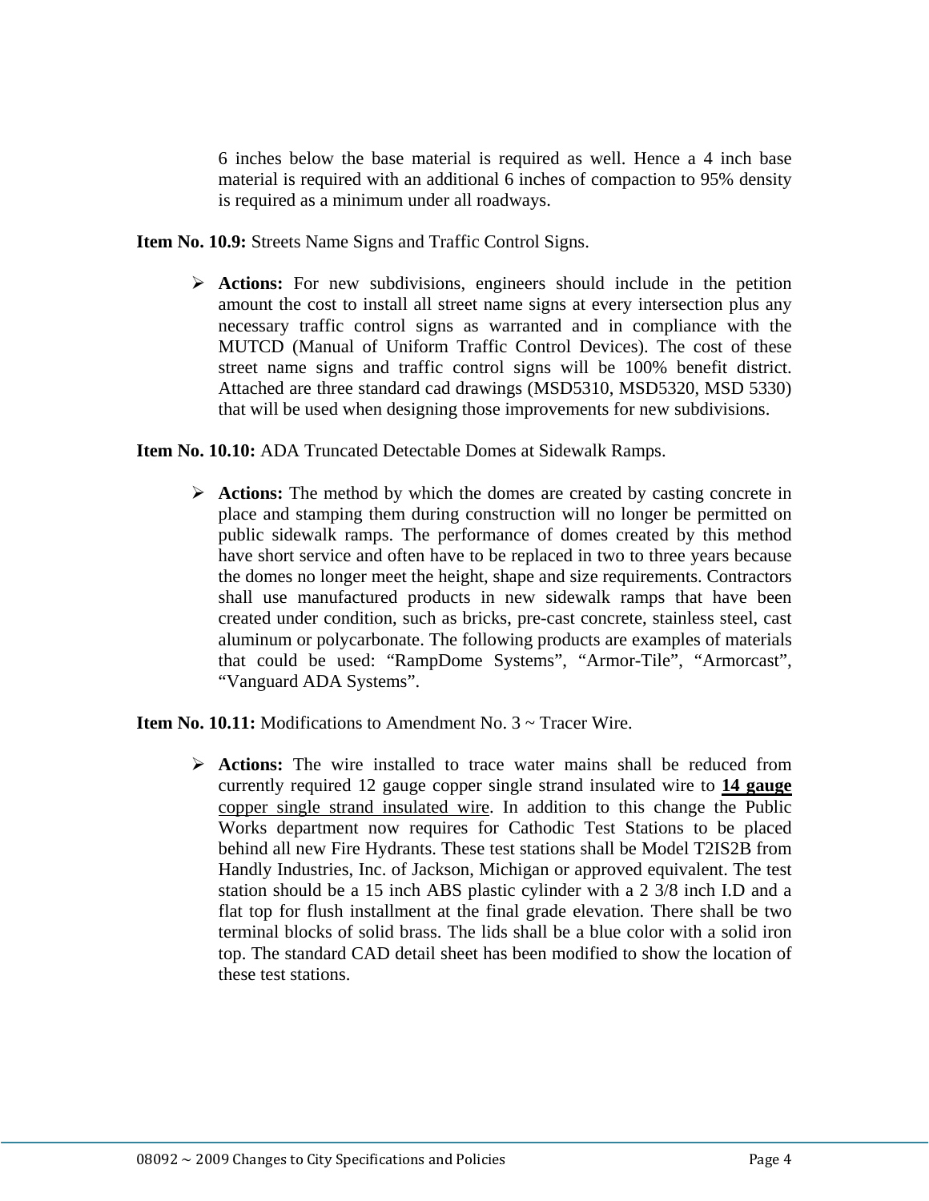6 inches below the base material is required as well. Hence a 4 inch base material is required with an additional 6 inches of compaction to 95% density is required as a minimum under all roadways.

**Item No. 10.9:** Streets Name Signs and Traffic Control Signs.

- **Actions:** For new subdivisions, engineers should include in the petition amount the cost to install all street name signs at every intersection plus any necessary traffic control signs as warranted and in compliance with the MUTCD (Manual of Uniform Traffic Control Devices). The cost of these street name signs and traffic control signs will be 100% benefit district. Attached are three standard cad drawings (MSD5310, MSD5320, MSD 5330) that will be used when designing those improvements for new subdivisions.

**Item No. 10.10:** ADA Truncated Detectable Domes at Sidewalk Ramps.

- **Actions:** The method by which the domes are created by casting concrete in place and stamping them during construction will no longer be permitted on public sidewalk ramps. The performance of domes created by this method have short service and often have to be replaced in two to three years because the domes no longer meet the height, shape and size requirements. Contractors shall use manufactured products in new sidewalk ramps that have been created under condition, such as bricks, pre-cast concrete, stainless steel, cast aluminum or polycarbonate. The following products are examples of materials that could be used: "RampDome Systems", "Armor-Tile", "Armorcast", "Vanguard ADA Systems".

**Item No. 10.11:** Modifications to Amendment No. 3 ~ Tracer Wire.

- **Actions:** The wire installed to trace water mains shall be reduced from currently required 12 gauge copper single strand insulated wire to <u>**14 gauge** copper single strand insulated wire</u>. In addition to this change the Public Works department now requires for Cathodic Test Stations to be placed behind all new Fire Hydrants. These test stations shall be Model T2IS2B from Handly Industries, Inc. of Jackson, Michigan or approved equivalent. The test station should be a 15 inch ABS plastic cylinder with a 2 3/8 inch I.D and a flat top for flush installment at the final grade elevation. There shall be two terminal blocks of solid brass. The lids shall be a blue color with a solid iron top. The standard CAD detail sheet has been modified to show the location of these test stations.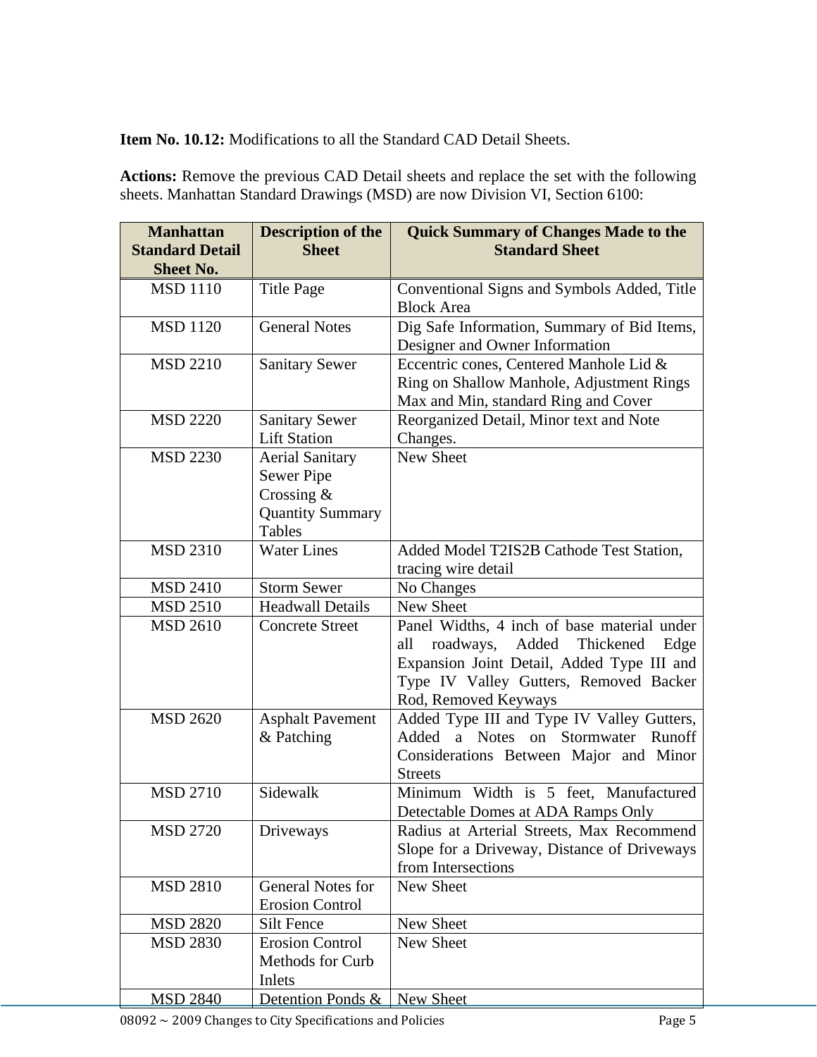**Item No. 10.12:** Modifications to all the Standard CAD Detail Sheets.

**Actions:** Remove the previous CAD Detail sheets and replace the set with the following sheets. Manhattan Standard Drawings (MSD) are now Division VI, Section 6100:

| Manhattan Standard Detail Sheet No. | Description of the Sheet | Quick Summary of Changes Made to the Standard Sheet |
|---|---|---|
| MSD 1110 | Title Page | Conventional Signs and Symbols Added, Title Block Area |
| MSD 1120 | General Notes | Dig Safe Information, Summary of Bid Items, Designer and Owner Information |
| MSD 2210 | Sanitary Sewer | Eccentric cones, Centered Manhole Lid & Ring on Shallow Manhole, Adjustment Rings Max and Min, standard Ring and Cover |
| MSD 2220 | Sanitary Sewer Lift Station | Reorganized Detail, Minor text and Note Changes. |
| MSD 2230 | Aerial Sanitary Sewer Pipe Crossing & Quantity Summary Tables | New Sheet |
| MSD 2310 | Water Lines | Added Model T2IS2B Cathode Test Station, tracing wire detail |
| MSD 2410 | Storm Sewer | No Changes |
| MSD 2510 | Headwall Details | New Sheet |
| MSD 2610 | Concrete Street | Panel Widths, 4 inch of base material under all roadways, Added Thickened Edge Expansion Joint Detail, Added Type III and Type IV Valley Gutters, Removed Backer Rod, Removed Keyways |
| MSD 2620 | Asphalt Pavement & Patching | Added Type III and Type IV Valley Gutters, Added a Notes on Stormwater Runoff Considerations Between Major and Minor Streets |
| MSD 2710 | Sidewalk | Minimum Width is 5 feet, Manufactured Detectable Domes at ADA Ramps Only |
| MSD 2720 | Driveways | Radius at Arterial Streets, Max Recommend Slope for a Driveway, Distance of Driveways from Intersections |
| MSD 2810 | General Notes for Erosion Control | New Sheet |
| MSD 2820 | Silt Fence | New Sheet |
| MSD 2830 | Erosion Control Methods for Curb Inlets | New Sheet |
| MSD 2840 | Detention Ponds & | New Sheet |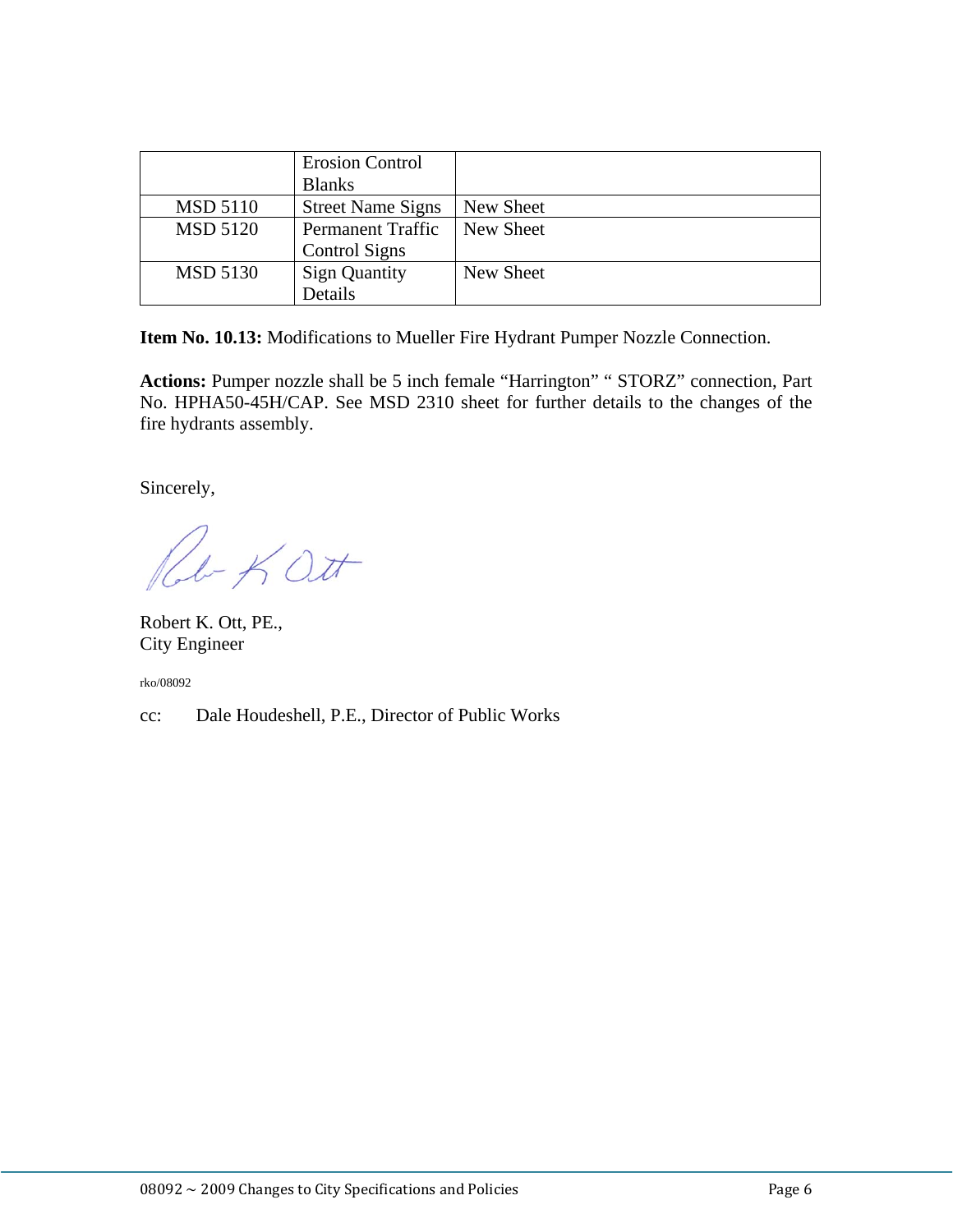| | | |
|---|---|---|
| | Erosion Control Blanks | |
| MSD 5110 | Street Name Signs | New Sheet |
| MSD 5120 | Permanent Traffic Control Signs | New Sheet |
| MSD 5130 | Sign Quantity Details | New Sheet |

**Item No. 10.13:** Modifications to Mueller Fire Hydrant Pumper Nozzle Connection.

**Actions:** Pumper nozzle shall be 5 inch female "Harrington" " STORZ" connection, Part No. HPHA50-45H/CAP. See MSD 2310 sheet for further details to the changes of the fire hydrants assembly.

Sincerely,

Robert K. Ott, PE.,
City Engineer

rko/08092

cc: Dale Houdeshell, P.E., Director of Public Works